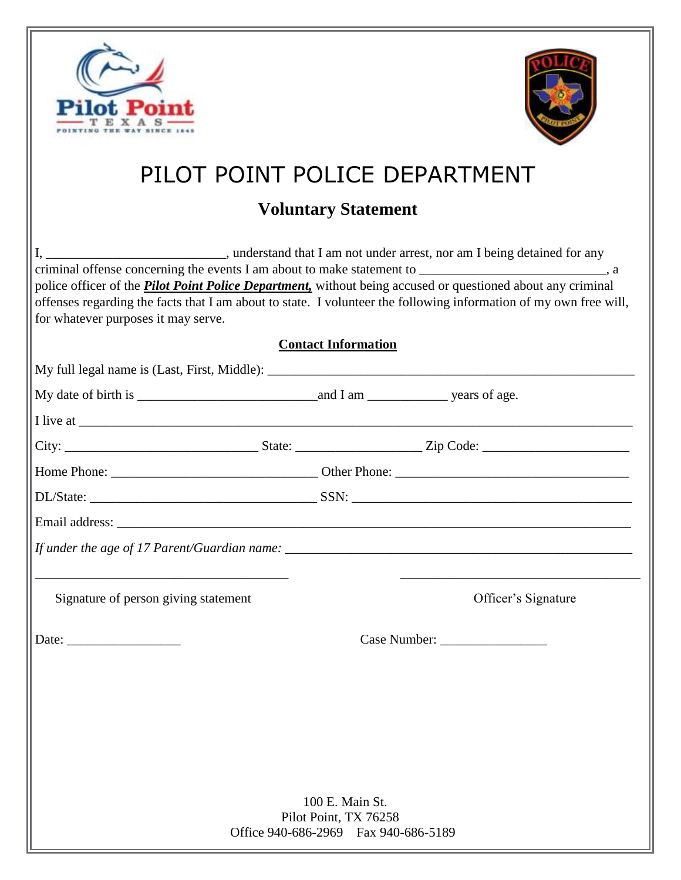# PILOT POINT POLICE DEPARTMENT

## Voluntary Statement

I, ___________________________, understand that I am not under arrest, nor am I being detained for any criminal offense concerning the events I am about to make statement to ____________________________, a police officer of the ***Pilot Point Police Department,*** without being accused or questioned about any criminal offenses regarding the facts that I am about to state. I volunteer the following information of my own free will, for whatever purposes it may serve.

**Contact Information**

My full legal name is (Last, First, Middle): ________________________________________________________

My date of birth is ___________________________and I am ____________ years of age.

I live at ________________________________________________________________________________

City: ______________________________ State: ___________________ Zip Code: ______________________

Home Phone: _______________________________ Other Phone: ____________________________________

DL/State: ___________________________________ SSN: __________________________________________

Email address: ____________________________________________________________________________

*If under the age of 17 Parent/Guardian name:* ______________________________________________________

_______________________________________ ___________________________________

Signature of person giving statement Officer's Signature

Date: _________________ Case Number: ________________

100 E. Main St.
Pilot Point, TX 76258
Office 940-686-2969 Fax 940-686-5189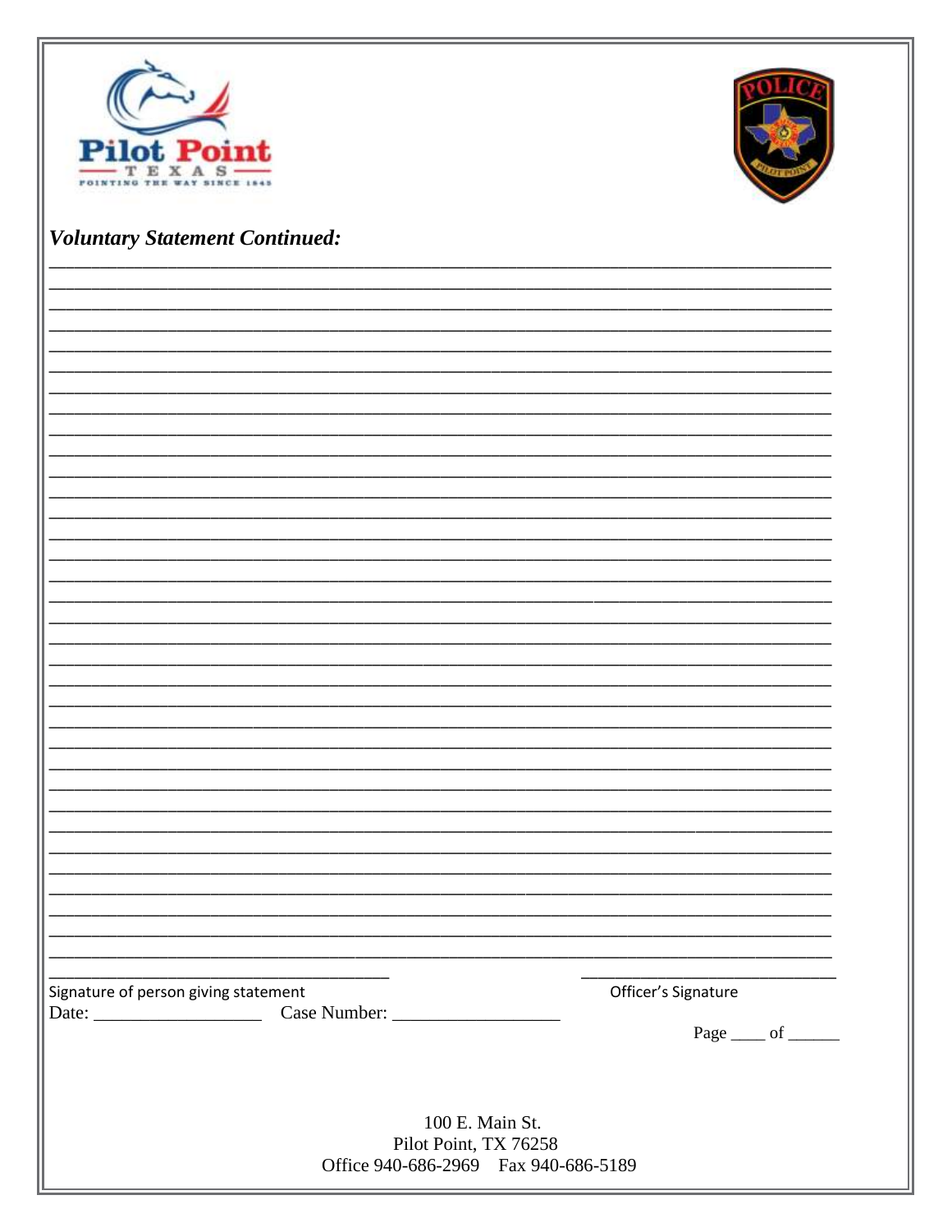Pilot Point
TEXAS
POINTING THE WAY SINCE 1845

POLICE
PILOT POINT

***Voluntary Statement Continued:***

______________________________________________________________________________
______________________________________________________________________________
______________________________________________________________________________
______________________________________________________________________________
______________________________________________________________________________
______________________________________________________________________________
______________________________________________________________________________
______________________________________________________________________________
______________________________________________________________________________
______________________________________________________________________________
______________________________________________________________________________
______________________________________________________________________________
______________________________________________________________________________
______________________________________________________________________________
______________________________________________________________________________
______________________________________________________________________________
______________________________________________________________________________
______________________________________________________________________________
______________________________________________________________________________
______________________________________________________________________________
______________________________________________________________________________
______________________________________________________________________________
______________________________________________________________________________
______________________________________________________________________________
______________________________________________________________________________
______________________________________________________________________________
______________________________________________________________________________
______________________________________________________________________________
______________________________________________________________________________
______________________________________________________________________________
______________________________________________________________________________
______________________________________________________________________________
______________________________________________________________________________
______________________________________________________________________________

__________________________________ ____________________________
Signature of person giving statement Officer's Signature

Date: __________________ Case Number: __________________

Page ____ of ______

100 E. Main St.
Pilot Point, TX 76258
Office 940-686-2969 Fax 940-686-5189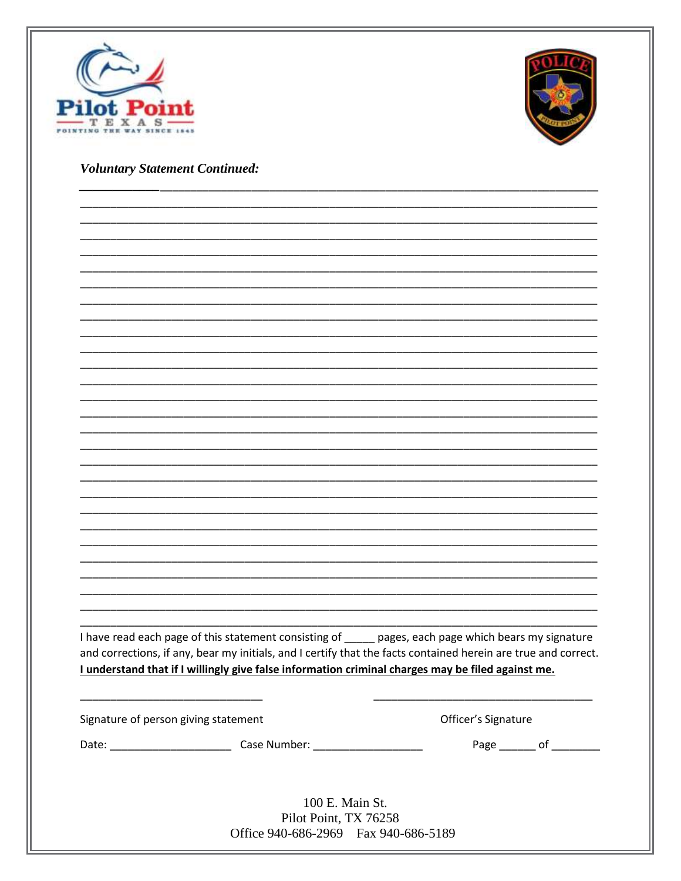***Voluntary Statement Continued:***

_____________________________________________________________________________

_____________________________________________________________________________

_____________________________________________________________________________

_____________________________________________________________________________

_____________________________________________________________________________

_____________________________________________________________________________

_____________________________________________________________________________

_____________________________________________________________________________

_____________________________________________________________________________

_____________________________________________________________________________

_____________________________________________________________________________

_____________________________________________________________________________

_____________________________________________________________________________

_____________________________________________________________________________

_____________________________________________________________________________

_____________________________________________________________________________

_____________________________________________________________________________

_____________________________________________________________________________

_____________________________________________________________________________

_____________________________________________________________________________

_____________________________________________________________________________

_____________________________________________________________________________

_____________________________________________________________________________

_____________________________________________________________________________

_____________________________________________________________________________

_____________________________________________________________________________

_____________________________________________________________________________

I have read each page of this statement consisting of _____ pages, each page which bears my signature and corrections, if any, bear my initials, and I certify that the facts contained herein are true and correct. **I understand that if I willingly give false information criminal charges may be filed against me.**

______________________________ ____________________________________

Signature of person giving statement Officer's Signature

Date: ____________________ Case Number: __________________ Page ______ of ________

100 E. Main St.
Pilot Point, TX 76258
Office 940-686-2969 Fax 940-686-5189